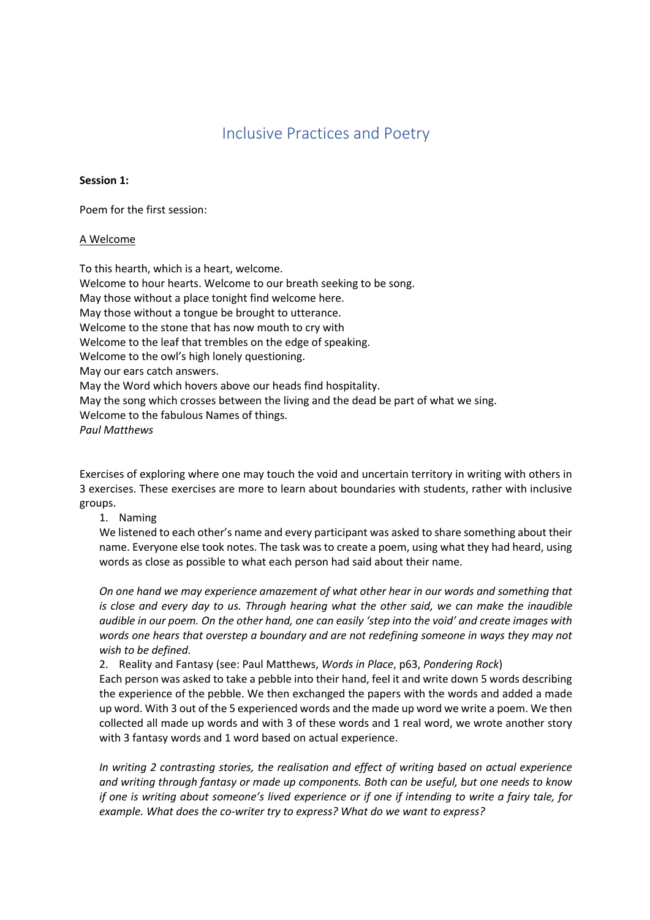# Inclusive Practices and Poetry

**Session 1:**

Poem for the first session:

<u>A Welcome</u>

To this hearth, which is a heart, welcome.  
Welcome to hour hearts. Welcome to our breath seeking to be song.  
May those without a place tonight find welcome here.  
May those without a tongue be brought to utterance.  
Welcome to the stone that has now mouth to cry with  
Welcome to the leaf that trembles on the edge of speaking.  
Welcome to the owl's high lonely questioning.  
May our ears catch answers.  
May the Word which hovers above our heads find hospitality.  
May the song which crosses between the living and the dead be part of what we sing.  
Welcome to the fabulous Names of things.  
*Paul Matthews*

Exercises of exploring where one may touch the void and uncertain territory in writing with others in 3 exercises. These exercises are more to learn about boundaries with students, rather with inclusive groups.

1. Naming

   We listened to each other's name and every participant was asked to share something about their name. Everyone else took notes. The task was to create a poem, using what they had heard, using words as close as possible to what each person had said about their name.

   *On one hand we may experience amazement of what other hear in our words and something that is close and every day to us. Through hearing what the other said, we can make the inaudible audible in our poem. On the other hand, one can easily 'step into the void' and create images with words one hears that overstep a boundary and are not redefining someone in ways they may not wish to be defined.*

2. Reality and Fantasy (see: Paul Matthews, *Words in Place*, p63, *Pondering Rock*)

   Each person was asked to take a pebble into their hand, feel it and write down 5 words describing the experience of the pebble. We then exchanged the papers with the words and added a made up word. With 3 out of the 5 experienced words and the made up word we write a poem. We then collected all made up words and with 3 of these words and 1 real word, we wrote another story with 3 fantasy words and 1 word based on actual experience.

   *In writing 2 contrasting stories, the realisation and effect of writing based on actual experience and writing through fantasy or made up components. Both can be useful, but one needs to know if one is writing about someone's lived experience or if one if intending to write a fairy tale, for example. What does the co-writer try to express? What do we want to express?*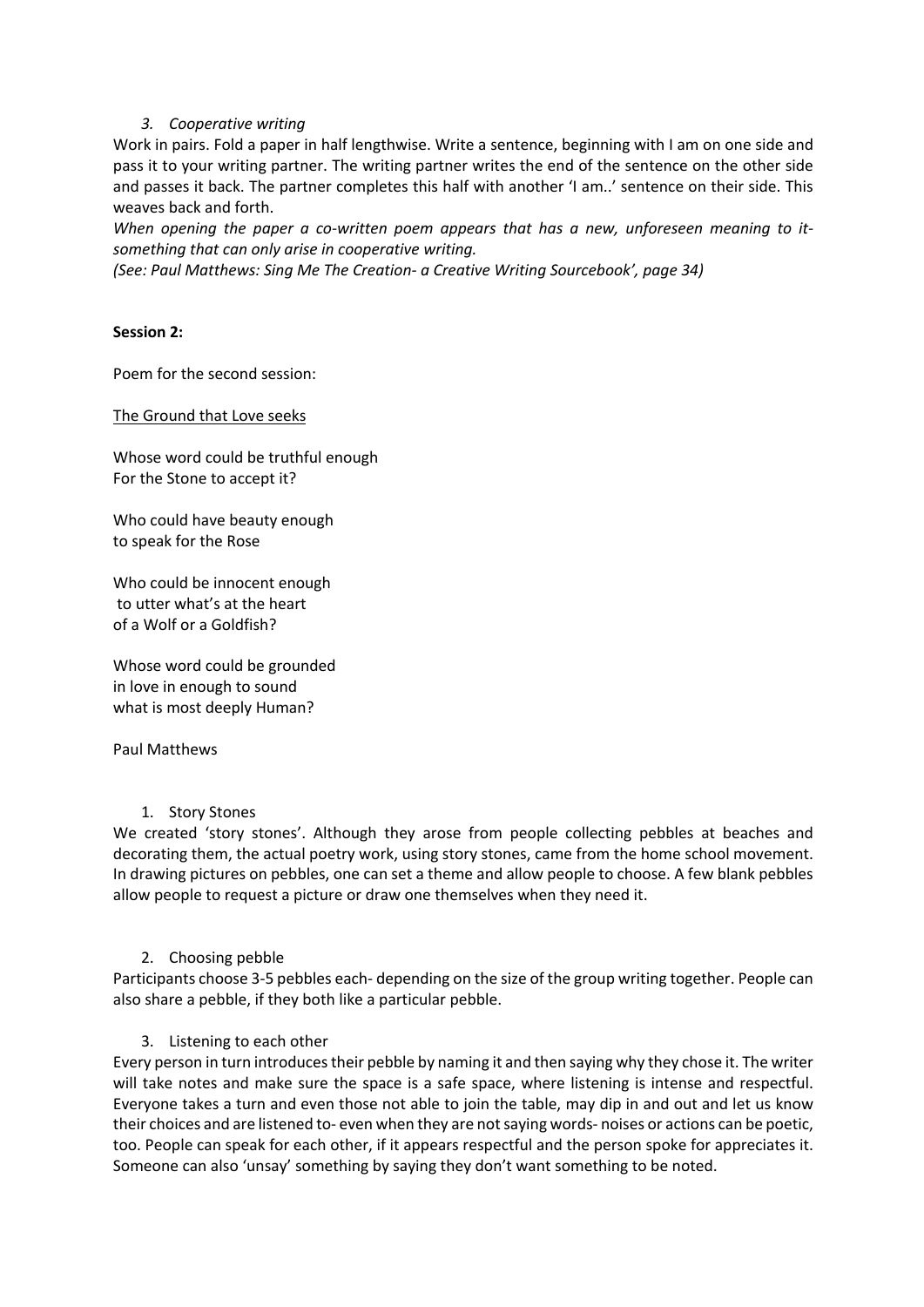*3. Cooperative writing*

Work in pairs. Fold a paper in half lengthwise. Write a sentence, beginning with I am on one side and pass it to your writing partner. The writing partner writes the end of the sentence on the other side and passes it back. The partner completes this half with another 'I am..' sentence on their side. This weaves back and forth.

*When opening the paper a co-written poem appears that has a new, unforeseen meaning to it- something that can only arise in cooperative writing.*

*(See: Paul Matthews: Sing Me The Creation- a Creative Writing Sourcebook', page 34)*

**Session 2:**

Poem for the second session:

<u>The Ground that Love seeks</u>

Whose word could be truthful enough
For the Stone to accept it?

Who could have beauty enough
to speak for the Rose

Who could be innocent enough
to utter what's at the heart
of a Wolf or a Goldfish?

Whose word could be grounded
in love in enough to sound
what is most deeply Human?

Paul Matthews

1. Story Stones

We created 'story stones'. Although they arose from people collecting pebbles at beaches and decorating them, the actual poetry work, using story stones, came from the home school movement. In drawing pictures on pebbles, one can set a theme and allow people to choose. A few blank pebbles allow people to request a picture or draw one themselves when they need it.

2. Choosing pebble

Participants choose 3-5 pebbles each- depending on the size of the group writing together. People can also share a pebble, if they both like a particular pebble.

3. Listening to each other

Every person in turn introduces their pebble by naming it and then saying why they chose it. The writer will take notes and make sure the space is a safe space, where listening is intense and respectful. Everyone takes a turn and even those not able to join the table, may dip in and out and let us know their choices and are listened to- even when they are not saying words- noises or actions can be poetic, too. People can speak for each other, if it appears respectful and the person spoke for appreciates it. Someone can also 'unsay' something by saying they don't want something to be noted.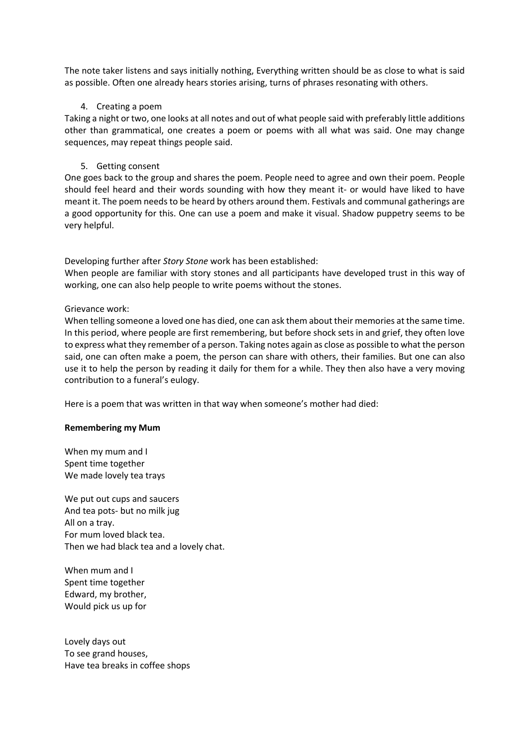The note taker listens and says initially nothing, Everything written should be as close to what is said as possible. Often one already hears stories arising, turns of phrases resonating with others.

4. Creating a poem

Taking a night or two, one looks at all notes and out of what people said with preferably little additions other than grammatical, one creates a poem or poems with all what was said. One may change sequences, may repeat things people said.

5. Getting consent

One goes back to the group and shares the poem. People need to agree and own their poem. People should feel heard and their words sounding with how they meant it- or would have liked to have meant it. The poem needs to be heard by others around them. Festivals and communal gatherings are a good opportunity for this. One can use a poem and make it visual. Shadow puppetry seems to be very helpful.

Developing further after *Story Stone* work has been established:

When people are familiar with story stones and all participants have developed trust in this way of working, one can also help people to write poems without the stones.

Grievance work:

When telling someone a loved one has died, one can ask them about their memories at the same time. In this period, where people are first remembering, but before shock sets in and grief, they often love to express what they remember of a person. Taking notes again as close as possible to what the person said, one can often make a poem, the person can share with others, their families. But one can also use it to help the person by reading it daily for them for a while. They then also have a very moving contribution to a funeral's eulogy.

Here is a poem that was written in that way when someone's mother had died:

**Remembering my Mum**

When my mum and I  
Spent time together  
We made lovely tea trays

We put out cups and saucers  
And tea pots- but no milk jug  
All on a tray.  
For mum loved black tea.  
Then we had black tea and a lovely chat.

When mum and I  
Spent time together  
Edward, my brother,  
Would pick us up for

Lovely days out  
To see grand houses,  
Have tea breaks in coffee shops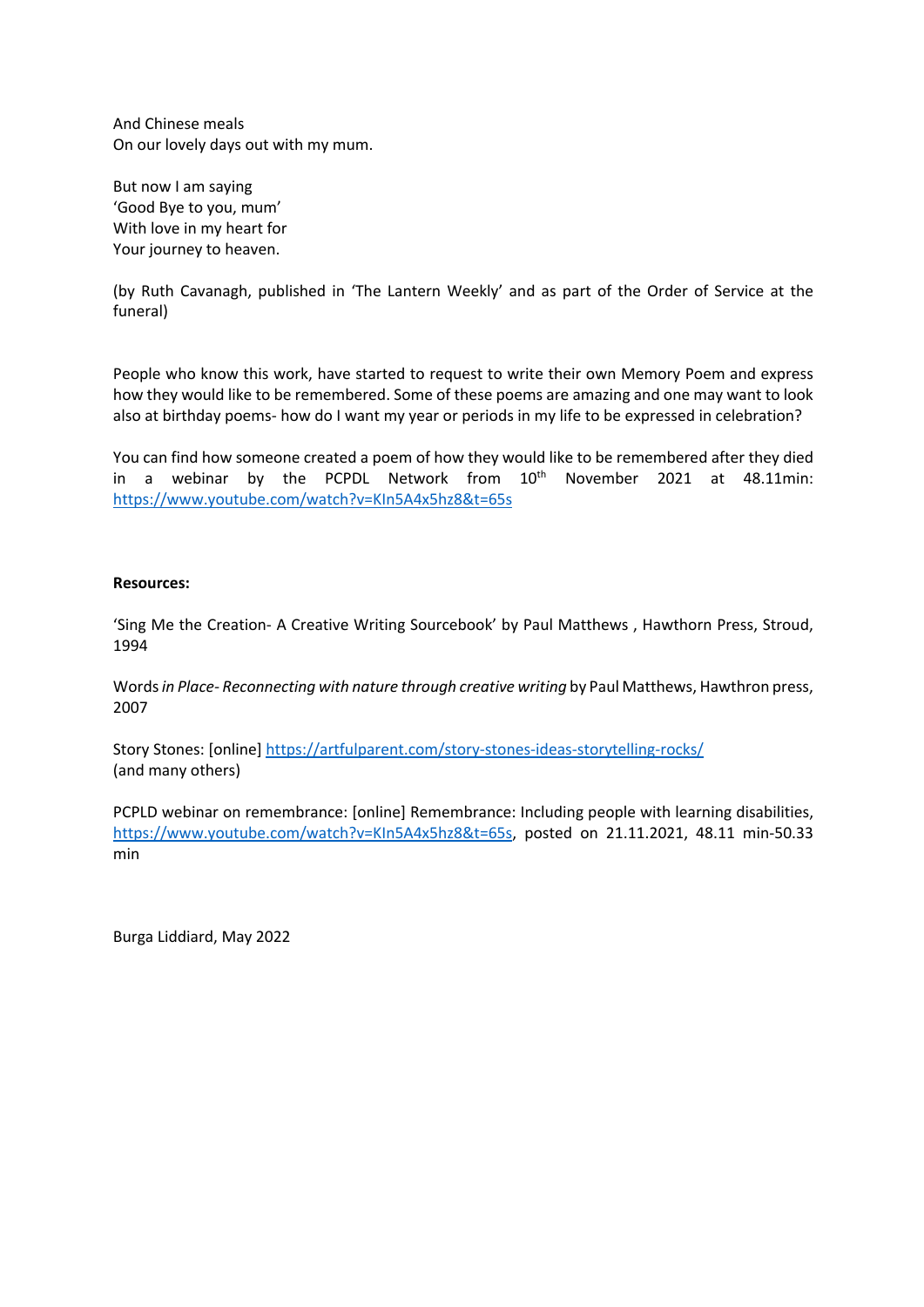And Chinese meals  
On our lovely days out with my mum.

But now I am saying  
'Good Bye to you, mum'  
With love in my heart for  
Your journey to heaven.

(by Ruth Cavanagh, published in 'The Lantern Weekly' and as part of the Order of Service at the funeral)

People who know this work, have started to request to write their own Memory Poem and express how they would like to be remembered. Some of these poems are amazing and one may want to look also at birthday poems- how do I want my year or periods in my life to be expressed in celebration?

You can find how someone created a poem of how they would like to be remembered after they died in a webinar by the PCPDL Network from 10th November 2021 at 48.11min: https://www.youtube.com/watch?v=KIn5A4x5hz8&t=65s

**Resources:**

'Sing Me the Creation- A Creative Writing Sourcebook' by Paul Matthews , Hawthorn Press, Stroud, 1994

Words *in Place- Reconnecting with nature through creative writing* by Paul Matthews, Hawthron press, 2007

Story Stones: [online] https://artfulparent.com/story-stones-ideas-storytelling-rocks/  
(and many others)

PCPLD webinar on remembrance: [online] Remembrance: Including people with learning disabilities, https://www.youtube.com/watch?v=KIn5A4x5hz8&t=65s, posted on 21.11.2021, 48.11 min-50.33 min

Burga Liddiard, May 2022